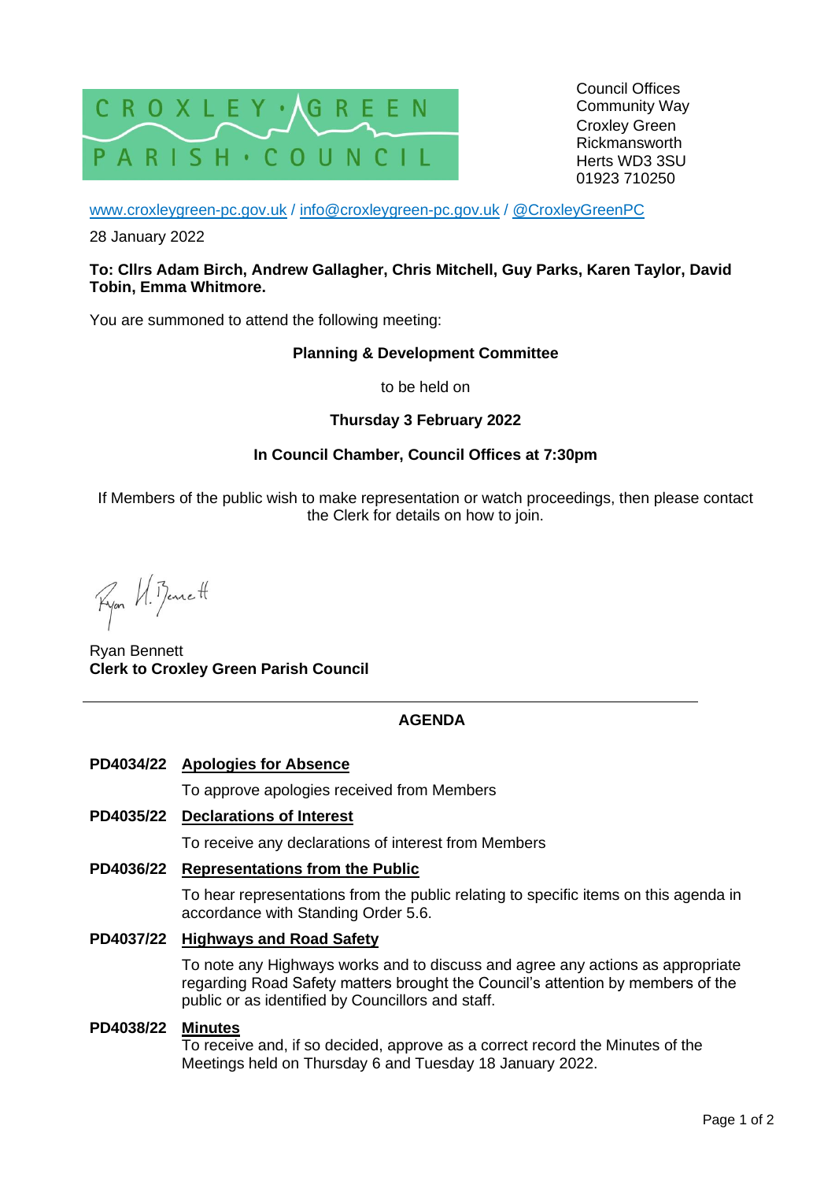CROXLEY GREEN PARISH COUNCIL

Council Offices
Community Way
Croxley Green
Rickmansworth
Herts WD3 3SU
01923 710250

www.croxleygreen-pc.gov.uk / info@croxleygreen-pc.gov.uk / @CroxleyGreenPC

28 January 2022

**To: Cllrs Adam Birch, Andrew Gallagher, Chris Mitchell, Guy Parks, Karen Taylor, David Tobin, Emma Whitmore.**

You are summoned to attend the following meeting:

**Planning & Development Committee**

to be held on

**Thursday 3 February 2022**

**In Council Chamber, Council Offices at 7:30pm**

If Members of the public wish to make representation or watch proceedings, then please contact the Clerk for details on how to join.

Ryan H. Bennett

Ryan Bennett
**Clerk to Croxley Green Parish Council**

---

## AGENDA

**PD4034/22** **Apologies for Absence**

To approve apologies received from Members

**PD4035/22** **Declarations of Interest**

To receive any declarations of interest from Members

**PD4036/22** **Representations from the Public**

To hear representations from the public relating to specific items on this agenda in accordance with Standing Order 5.6.

**PD4037/22** **Highways and Road Safety**

To note any Highways works and to discuss and agree any actions as appropriate regarding Road Safety matters brought the Council's attention by members of the public or as identified by Councillors and staff.

**PD4038/22** **Minutes**

To receive and, if so decided, approve as a correct record the Minutes of the Meetings held on Thursday 6 and Tuesday 18 January 2022.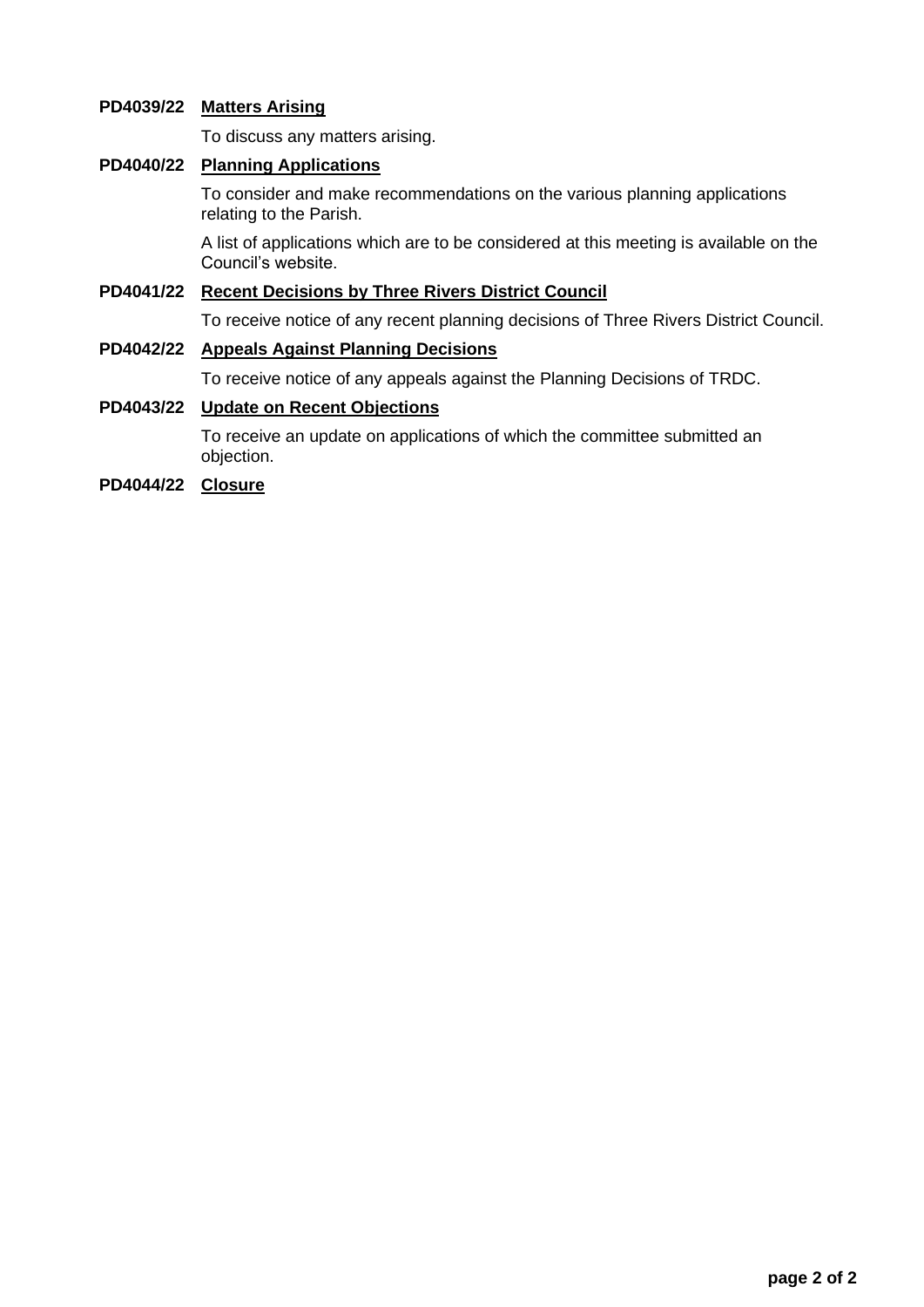**PD4039/22 Matters Arising**

To discuss any matters arising.

**PD4040/22 Planning Applications**

To consider and make recommendations on the various planning applications relating to the Parish.

A list of applications which are to be considered at this meeting is available on the Council's website.

**PD4041/22 Recent Decisions by Three Rivers District Council**

To receive notice of any recent planning decisions of Three Rivers District Council.

**PD4042/22 Appeals Against Planning Decisions**

To receive notice of any appeals against the Planning Decisions of TRDC.

**PD4043/22 Update on Recent Objections**

To receive an update on applications of which the committee submitted an objection.

**PD4044/22 Closure**